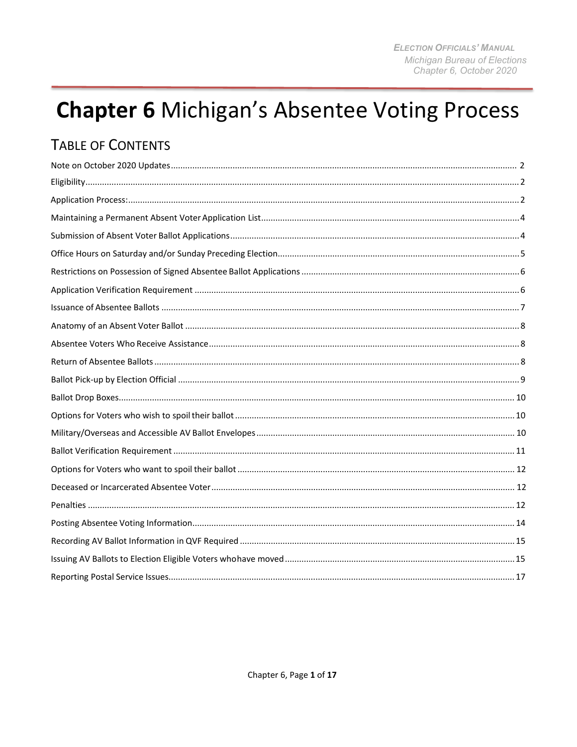# **Chapter 6** Michigan's Absentee Voting Process

## Table of Contents

| Section | Page |
|---|---|
| Note on October 2020 Updates | 2 |
| Eligibility | 2 |
| Application Process: | 2 |
| Maintaining a Permanent Absent Voter Application List | 4 |
| Submission of Absent Voter Ballot Applications | 4 |
| Office Hours on Saturday and/or Sunday Preceding Election | 5 |
| Restrictions on Possession of Signed Absentee Ballot Applications | 6 |
| Application Verification Requirement | 6 |
| Issuance of Absentee Ballots | 7 |
| Anatomy of an Absent Voter Ballot | 8 |
| Absentee Voters Who Receive Assistance | 8 |
| Return of Absentee Ballots | 8 |
| Ballot Pick-up by Election Official | 9 |
| Ballot Drop Boxes | 10 |
| Options for Voters who wish to spoil their ballot | 10 |
| Military/Overseas and Accessible AV Ballot Envelopes | 10 |
| Ballot Verification Requirement | 11 |
| Options for Voters who want to spoil their ballot | 12 |
| Deceased or Incarcerated Absentee Voter | 12 |
| Penalties | 12 |
| Posting Absentee Voting Information | 14 |
| Recording AV Ballot Information in QVF Required | 15 |
| Issuing AV Ballots to Election Eligible Voters who have moved | 15 |
| Reporting Postal Service Issues | 17 |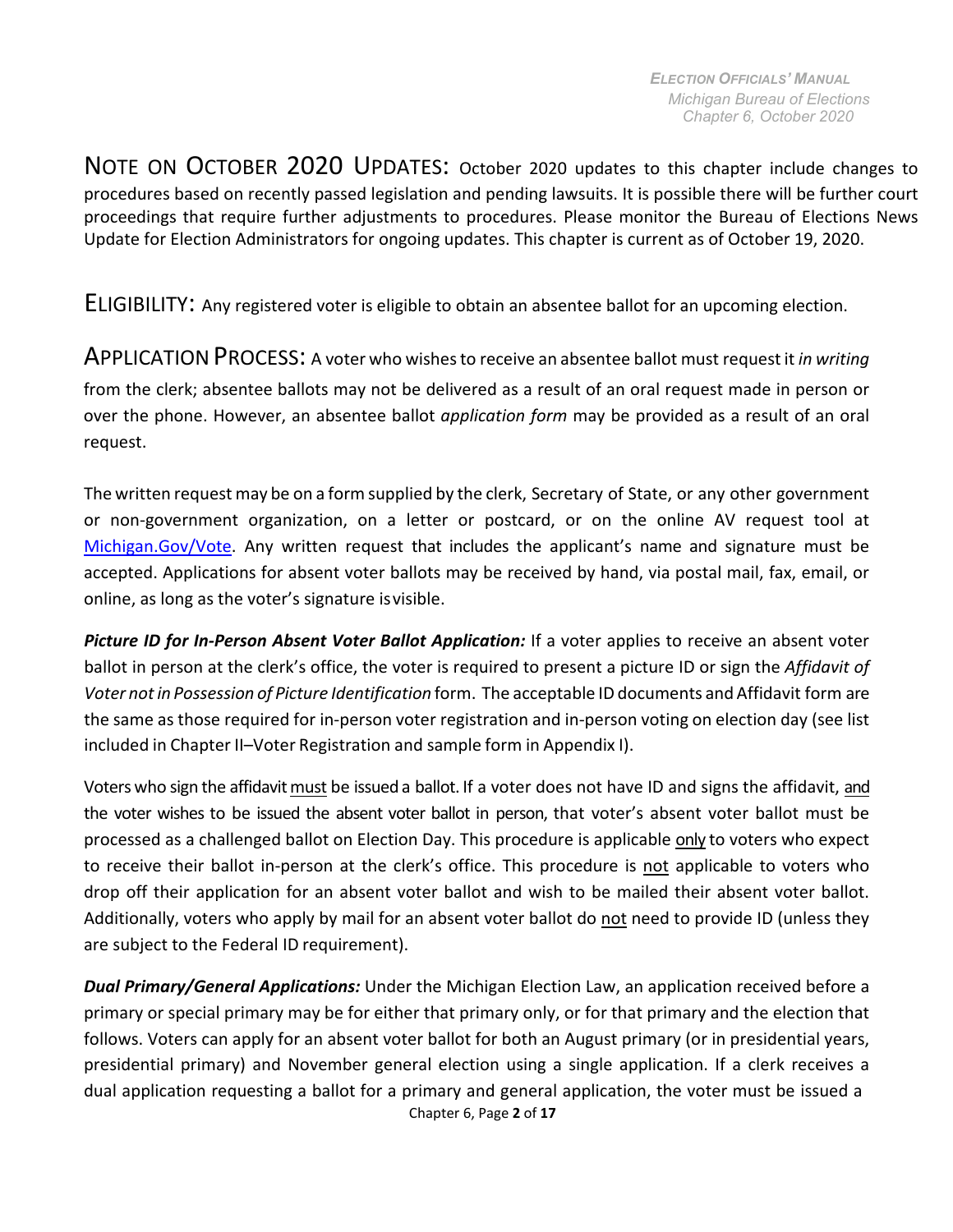NOTE ON OCTOBER 2020 UPDATES: October 2020 updates to this chapter include changes to procedures based on recently passed legislation and pending lawsuits. It is possible there will be further court proceedings that require further adjustments to procedures. Please monitor the Bureau of Elections News Update for Election Administrators for ongoing updates. This chapter is current as of October 19, 2020.

ELIGIBILITY: Any registered voter is eligible to obtain an absentee ballot for an upcoming election.

APPLICATION PROCESS: A voter who wishes to receive an absentee ballot must request it *in writing* from the clerk; absentee ballots may not be delivered as a result of an oral request made in person or over the phone. However, an absentee ballot *application form* may be provided as a result of an oral request.

The written request may be on a form supplied by the clerk, Secretary of State, or any other government or non-government organization, on a letter or postcard, or on the online AV request tool at [Michigan.Gov/Vote](Michigan.Gov/Vote). Any written request that includes the applicant's name and signature must be accepted. Applications for absent voter ballots may be received by hand, via postal mail, fax, email, or online, as long as the voter's signature is visible.

***Picture ID for In-Person Absent Voter Ballot Application:*** If a voter applies to receive an absent voter ballot in person at the clerk's office, the voter is required to present a picture ID or sign the *Affidavit of Voter not in Possession of Picture Identification* form. The acceptable ID documents and Affidavit form are the same as those required for in-person voter registration and in-person voting on election day (see list included in Chapter II–Voter Registration and sample form in Appendix I).

Voters who sign the affidavit must be issued a ballot. If a voter does not have ID and signs the affidavit, and the voter wishes to be issued the absent voter ballot in person, that voter's absent voter ballot must be processed as a challenged ballot on Election Day. This procedure is applicable only to voters who expect to receive their ballot in-person at the clerk's office. This procedure is not applicable to voters who drop off their application for an absent voter ballot and wish to be mailed their absent voter ballot. Additionally, voters who apply by mail for an absent voter ballot do not need to provide ID (unless they are subject to the Federal ID requirement).

***Dual Primary/General Applications:*** Under the Michigan Election Law, an application received before a primary or special primary may be for either that primary only, or for that primary and the election that follows. Voters can apply for an absent voter ballot for both an August primary (or in presidential years, presidential primary) and November general election using a single application. If a clerk receives a dual application requesting a ballot for a primary and general application, the voter must be issued a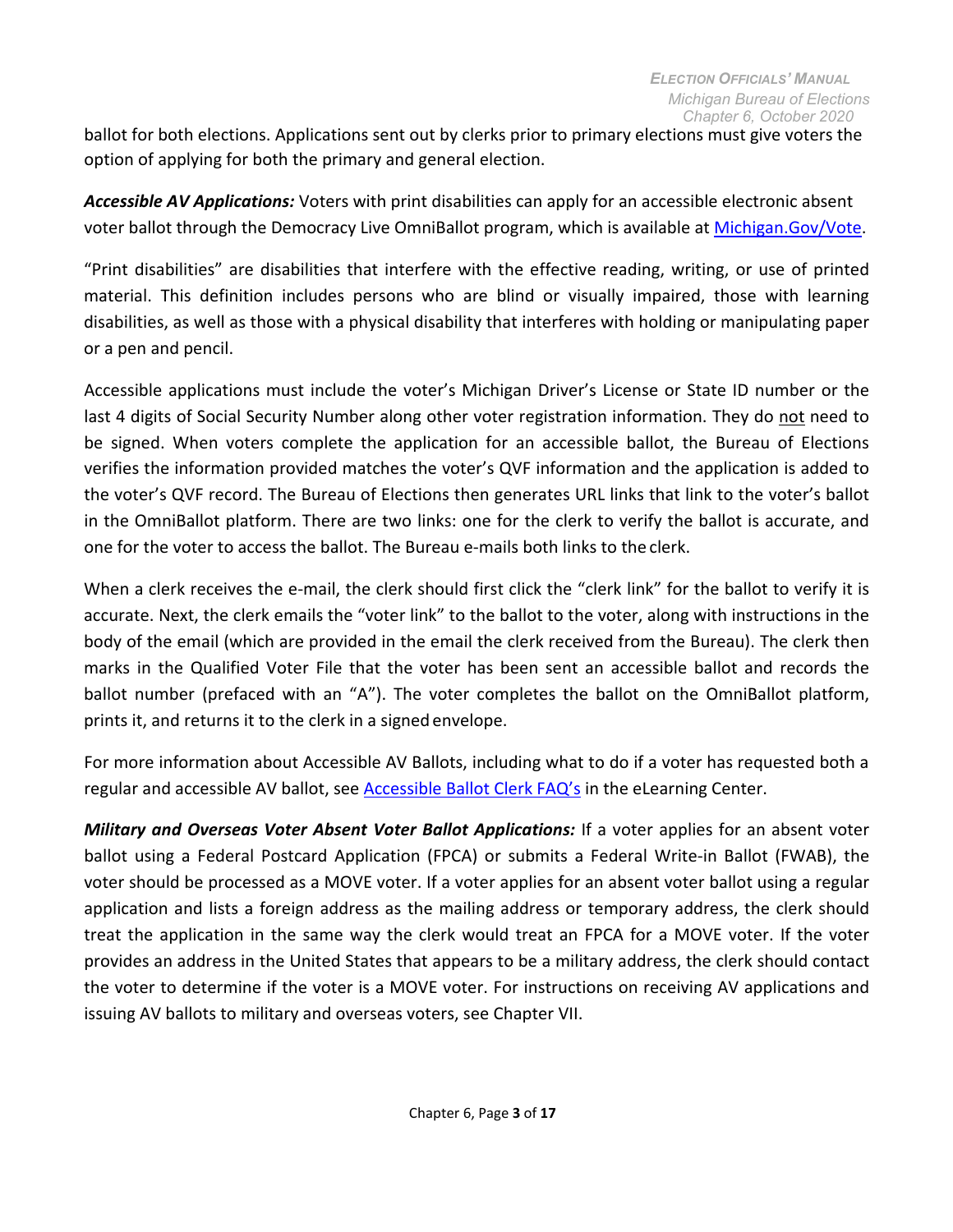ballot for both elections. Applications sent out by clerks prior to primary elections must give voters the option of applying for both the primary and general election.

***Accessible AV Applications:*** Voters with print disabilities can apply for an accessible electronic absent voter ballot through the Democracy Live OmniBallot program, which is available at [Michigan.Gov/Vote](Michigan.Gov/Vote).

"Print disabilities" are disabilities that interfere with the effective reading, writing, or use of printed material. This definition includes persons who are blind or visually impaired, those with learning disabilities, as well as those with a physical disability that interferes with holding or manipulating paper or a pen and pencil.

Accessible applications must include the voter's Michigan Driver's License or State ID number or the last 4 digits of Social Security Number along other voter registration information. They do <u>not</u> need to be signed. When voters complete the application for an accessible ballot, the Bureau of Elections verifies the information provided matches the voter's QVF information and the application is added to the voter's QVF record. The Bureau of Elections then generates URL links that link to the voter's ballot in the OmniBallot platform. There are two links: one for the clerk to verify the ballot is accurate, and one for the voter to access the ballot. The Bureau e-mails both links to the clerk.

When a clerk receives the e-mail, the clerk should first click the "clerk link" for the ballot to verify it is accurate. Next, the clerk emails the "voter link" to the ballot to the voter, along with instructions in the body of the email (which are provided in the email the clerk received from the Bureau). The clerk then marks in the Qualified Voter File that the voter has been sent an accessible ballot and records the ballot number (prefaced with an "A"). The voter completes the ballot on the OmniBallot platform, prints it, and returns it to the clerk in a signed envelope.

For more information about Accessible AV Ballots, including what to do if a voter has requested both a regular and accessible AV ballot, see Accessible Ballot Clerk FAQ's in the eLearning Center.

***Military and Overseas Voter Absent Voter Ballot Applications:*** If a voter applies for an absent voter ballot using a Federal Postcard Application (FPCA) or submits a Federal Write-in Ballot (FWAB), the voter should be processed as a MOVE voter. If a voter applies for an absent voter ballot using a regular application and lists a foreign address as the mailing address or temporary address, the clerk should treat the application in the same way the clerk would treat an FPCA for a MOVE voter. If the voter provides an address in the United States that appears to be a military address, the clerk should contact the voter to determine if the voter is a MOVE voter. For instructions on receiving AV applications and issuing AV ballots to military and overseas voters, see Chapter VII.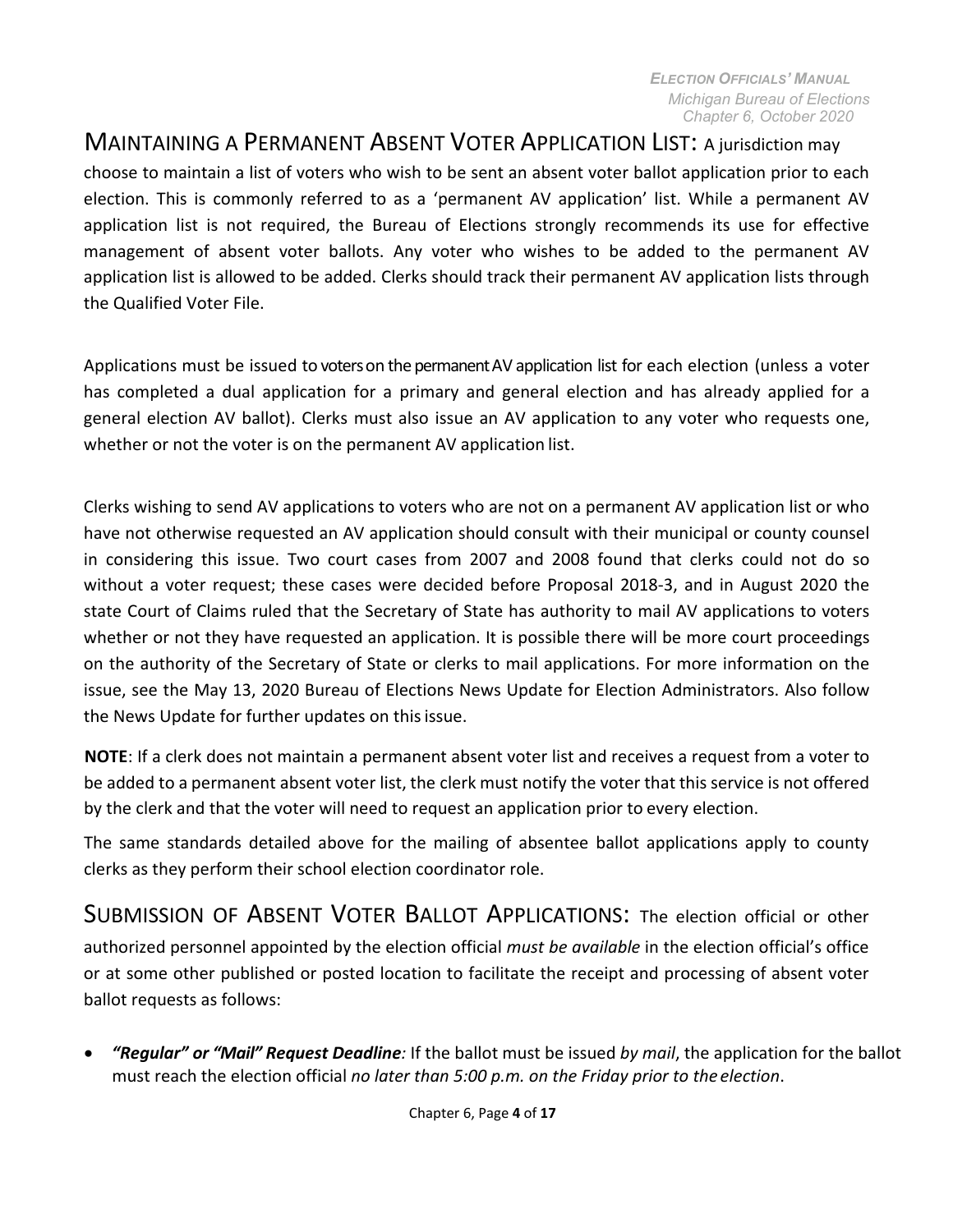**MAINTAINING A PERMANENT ABSENT VOTER APPLICATION LIST:** A jurisdiction may choose to maintain a list of voters who wish to be sent an absent voter ballot application prior to each election. This is commonly referred to as a 'permanent AV application' list. While a permanent AV application list is not required, the Bureau of Elections strongly recommends its use for effective management of absent voter ballots. Any voter who wishes to be added to the permanent AV application list is allowed to be added. Clerks should track their permanent AV application lists through the Qualified Voter File.

Applications must be issued to voters on the permanent AV application list for each election (unless a voter has completed a dual application for a primary and general election and has already applied for a general election AV ballot). Clerks must also issue an AV application to any voter who requests one, whether or not the voter is on the permanent AV application list.

Clerks wishing to send AV applications to voters who are not on a permanent AV application list or who have not otherwise requested an AV application should consult with their municipal or county counsel in considering this issue. Two court cases from 2007 and 2008 found that clerks could not do so without a voter request; these cases were decided before Proposal 2018-3, and in August 2020 the state Court of Claims ruled that the Secretary of State has authority to mail AV applications to voters whether or not they have requested an application. It is possible there will be more court proceedings on the authority of the Secretary of State or clerks to mail applications. For more information on the issue, see the May 13, 2020 Bureau of Elections News Update for Election Administrators. Also follow the News Update for further updates on this issue.

**NOTE**: If a clerk does not maintain a permanent absent voter list and receives a request from a voter to be added to a permanent absent voter list, the clerk must notify the voter that this service is not offered by the clerk and that the voter will need to request an application prior to every election.

The same standards detailed above for the mailing of absentee ballot applications apply to county clerks as they perform their school election coordinator role.

**SUBMISSION OF ABSENT VOTER BALLOT APPLICATIONS:** The election official or other authorized personnel appointed by the election official *must be available* in the election official's office or at some other published or posted location to facilitate the receipt and processing of absent voter ballot requests as follows:

- ***"Regular" or "Mail" Request Deadline**:* If the ballot must be issued *by mail*, the application for the ballot must reach the election official *no later than 5:00 p.m. on the Friday prior to the election*.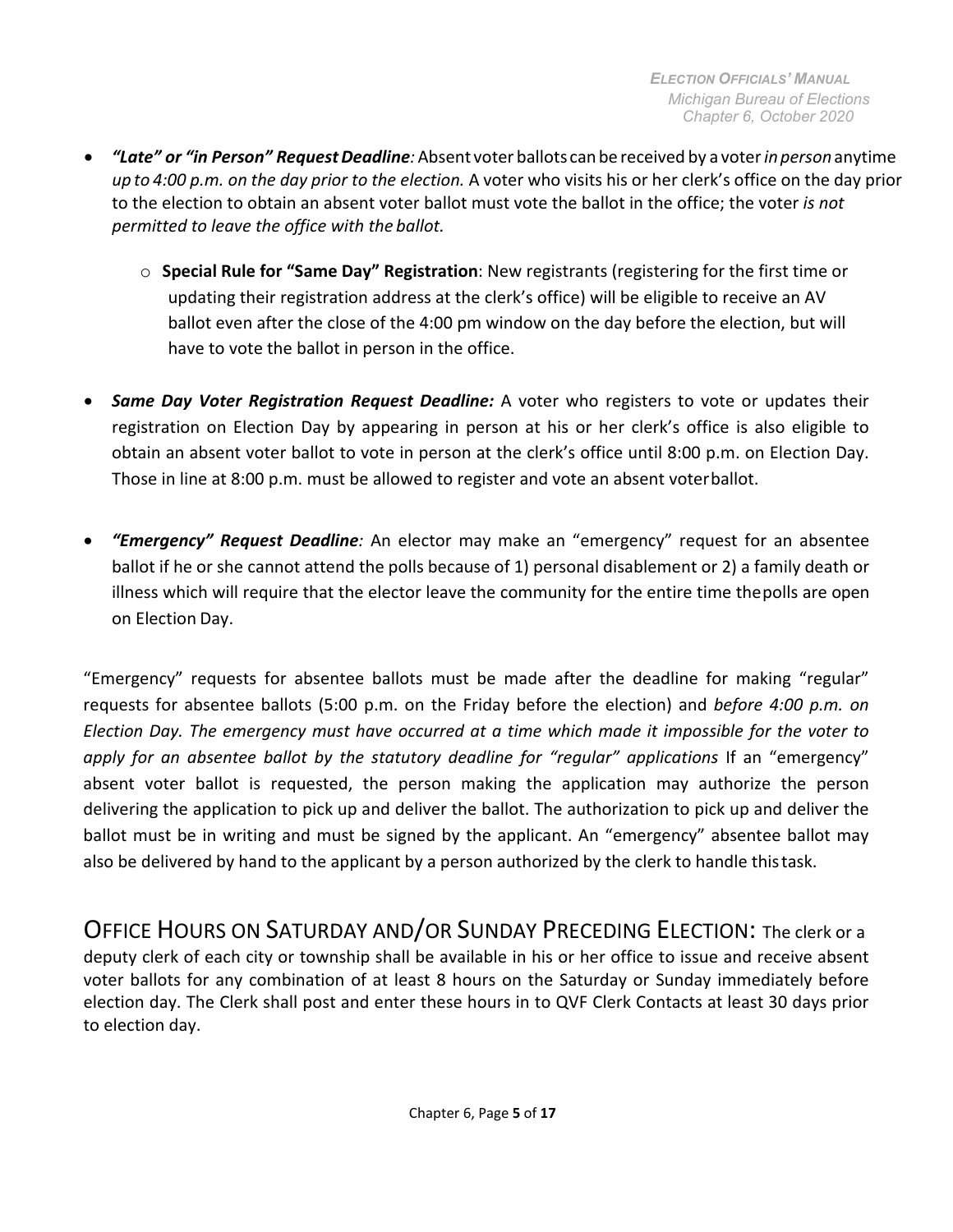- ***"Late" or "in Person" Request Deadline**:* Absent voter ballots can be received by a voter *in person* anytime *up to 4:00 p.m. on the day prior to the election.* A voter who visits his or her clerk's office on the day prior to the election to obtain an absent voter ballot must vote the ballot in the office; the voter *is not permitted to leave the office with the ballot.*
    - **Special Rule for "Same Day" Registration**: New registrants (registering for the first time or updating their registration address at the clerk's office) will be eligible to receive an AV ballot even after the close of the 4:00 pm window on the day before the election, but will have to vote the ballot in person in the office.

- ***Same Day Voter Registration Request Deadline:*** A voter who registers to vote or updates their registration on Election Day by appearing in person at his or her clerk's office is also eligible to obtain an absent voter ballot to vote in person at the clerk's office until 8:00 p.m. on Election Day. Those in line at 8:00 p.m. must be allowed to register and vote an absent voter ballot.

- ***"Emergency" Request Deadline**:* An elector may make an "emergency" request for an absentee ballot if he or she cannot attend the polls because of 1) personal disablement or 2) a family death or illness which will require that the elector leave the community for the entire time the polls are open on Election Day.

"Emergency" requests for absentee ballots must be made after the deadline for making "regular" requests for absentee ballots (5:00 p.m. on the Friday before the election) and *before 4:00 p.m. on Election Day. The emergency must have occurred at a time which made it impossible for the voter to apply for an absentee ballot by the statutory deadline for "regular" applications* If an "emergency" absent voter ballot is requested, the person making the application may authorize the person delivering the application to pick up and deliver the ballot. The authorization to pick up and deliver the ballot must be in writing and must be signed by the applicant. An "emergency" absentee ballot may also be delivered by hand to the applicant by a person authorized by the clerk to handle this task.

## OFFICE HOURS ON SATURDAY AND/OR SUNDAY PRECEDING ELECTION:

The clerk or a deputy clerk of each city or township shall be available in his or her office to issue and receive absent voter ballots for any combination of at least 8 hours on the Saturday or Sunday immediately before election day. The Clerk shall post and enter these hours in to QVF Clerk Contacts at least 30 days prior to election day.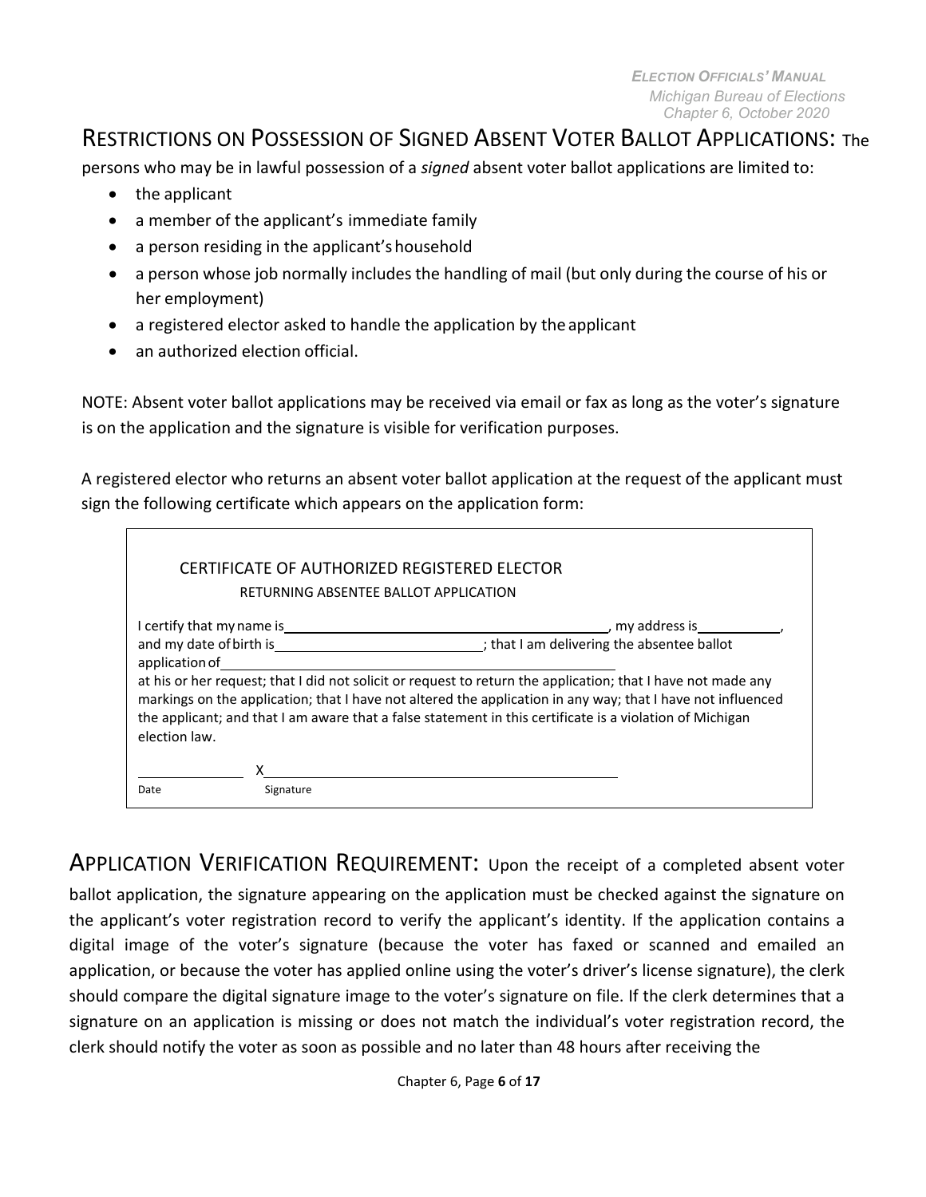**RESTRICTIONS ON POSSESSION OF SIGNED ABSENT VOTER BALLOT APPLICATIONS:** The persons who may be in lawful possession of a *signed* absent voter ballot applications are limited to:

- the applicant
- a member of the applicant's immediate family
- a person residing in the applicant's household
- a person whose job normally includes the handling of mail (but only during the course of his or her employment)
- a registered elector asked to handle the application by the applicant
- an authorized election official.

NOTE: Absent voter ballot applications may be received via email or fax as long as the voter's signature is on the application and the signature is visible for verification purposes.

A registered elector who returns an absent voter ballot application at the request of the applicant must sign the following certificate which appears on the application form:

> CERTIFICATE OF AUTHORIZED REGISTERED ELECTOR
> RETURNING ABSENTEE BALLOT APPLICATION
>
> I certify that my name is\_\_\_\_\_\_\_\_\_\_\_\_\_\_\_\_\_\_\_\_, my address is\_\_\_\_\_\_\_\_\_\_, and my date of birth is\_\_\_\_\_\_\_\_\_\_\_\_\_\_\_; that I am delivering the absentee ballot application of\_\_\_\_\_\_\_\_\_\_\_\_\_\_\_\_\_\_\_\_ at his or her request; that I did not solicit or request to return the application; that I have not made any markings on the application; that I have not altered the application in any way; that I have not influenced the applicant; and that I am aware that a false statement in this certificate is a violation of Michigan election law.
>
> \_\_\_\_\_\_\_\_\_\_ X\_\_\_\_\_\_\_\_\_\_\_\_\_\_\_\_\_\_\_\_
> Date Signature

**APPLICATION VERIFICATION REQUIREMENT:** Upon the receipt of a completed absent voter ballot application, the signature appearing on the application must be checked against the signature on the applicant's voter registration record to verify the applicant's identity. If the application contains a digital image of the voter's signature (because the voter has faxed or scanned and emailed an application, or because the voter has applied online using the voter's driver's license signature), the clerk should compare the digital signature image to the voter's signature on file. If the clerk determines that a signature on an application is missing or does not match the individual's voter registration record, the clerk should notify the voter as soon as possible and no later than 48 hours after receiving the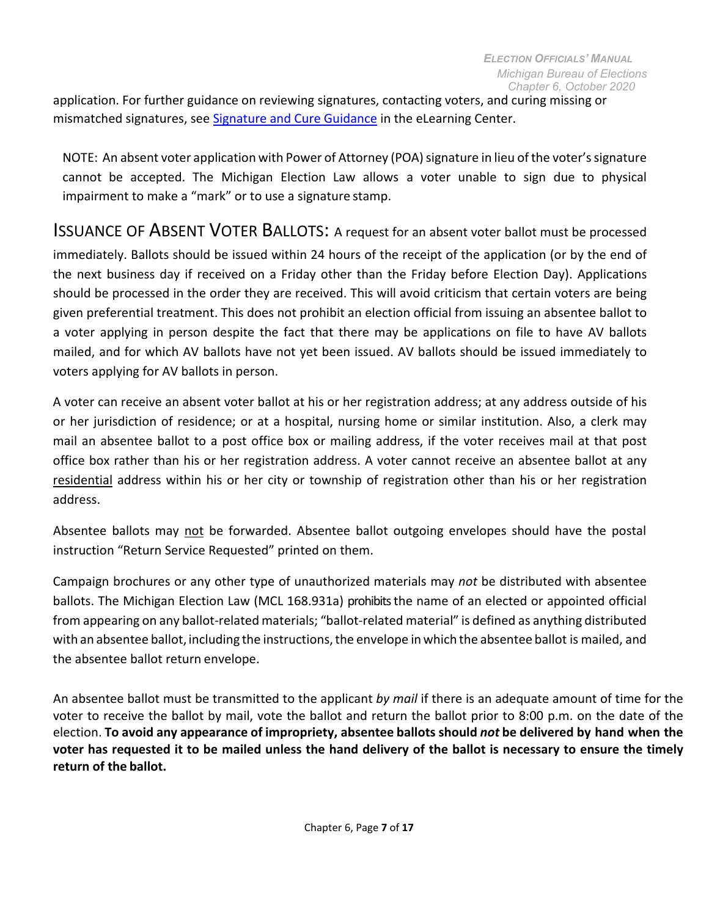application. For further guidance on reviewing signatures, contacting voters, and curing missing or mismatched signatures, see [Signature and Cure Guidance] in the eLearning Center.

NOTE: An absent voter application with Power of Attorney (POA) signature in lieu of the voter's signature cannot be accepted. The Michigan Election Law allows a voter unable to sign due to physical impairment to make a "mark" or to use a signature stamp.

## ISSUANCE OF ABSENT VOTER BALLOTS:

A request for an absent voter ballot must be processed immediately. Ballots should be issued within 24 hours of the receipt of the application (or by the end of the next business day if received on a Friday other than the Friday before Election Day). Applications should be processed in the order they are received. This will avoid criticism that certain voters are being given preferential treatment. This does not prohibit an election official from issuing an absentee ballot to a voter applying in person despite the fact that there may be applications on file to have AV ballots mailed, and for which AV ballots have not yet been issued. AV ballots should be issued immediately to voters applying for AV ballots in person.

A voter can receive an absent voter ballot at his or her registration address; at any address outside of his or her jurisdiction of residence; or at a hospital, nursing home or similar institution. Also, a clerk may mail an absentee ballot to a post office box or mailing address, if the voter receives mail at that post office box rather than his or her registration address. A voter cannot receive an absentee ballot at any residential address within his or her city or township of registration other than his or her registration address.

Absentee ballots may not be forwarded. Absentee ballot outgoing envelopes should have the postal instruction "Return Service Requested" printed on them.

Campaign brochures or any other type of unauthorized materials may *not* be distributed with absentee ballots. The Michigan Election Law (MCL 168.931a) prohibits the name of an elected or appointed official from appearing on any ballot-related materials; "ballot-related material" is defined as anything distributed with an absentee ballot, including the instructions, the envelope in which the absentee ballot is mailed, and the absentee ballot return envelope.

An absentee ballot must be transmitted to the applicant *by mail* if there is an adequate amount of time for the voter to receive the ballot by mail, vote the ballot and return the ballot prior to 8:00 p.m. on the date of the election. **To avoid any appearance of impropriety, absentee ballots should *not* be delivered by hand when the voter has requested it to be mailed unless the hand delivery of the ballot is necessary to ensure the timely return of the ballot.**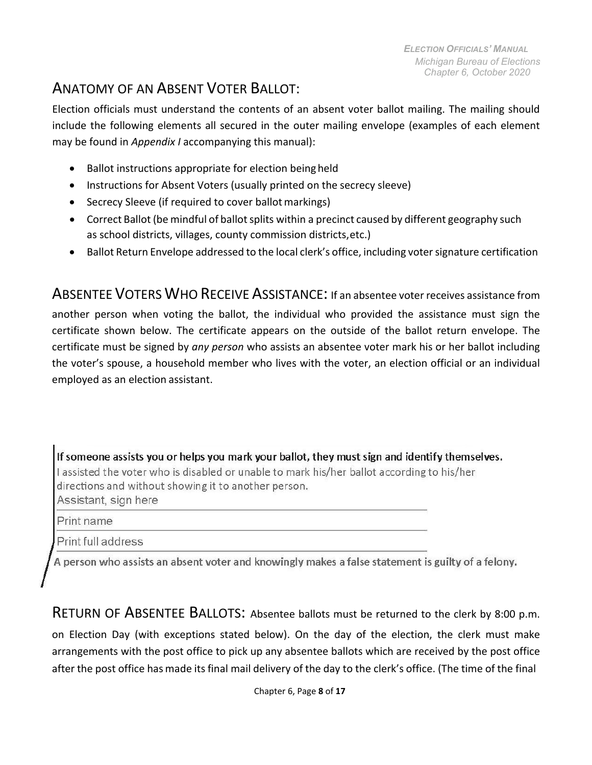## ANATOMY OF AN ABSENT VOTER BALLOT:

Election officials must understand the contents of an absent voter ballot mailing. The mailing should include the following elements all secured in the outer mailing envelope (examples of each element may be found in *Appendix I* accompanying this manual):

- Ballot instructions appropriate for election being held
- Instructions for Absent Voters (usually printed on the secrecy sleeve)
- Secrecy Sleeve (if required to cover ballot markings)
- Correct Ballot (be mindful of ballot splits within a precinct caused by different geography such as school districts, villages, county commission districts, etc.)
- Ballot Return Envelope addressed to the local clerk's office, including voter signature certification

## ABSENTEE VOTERS WHO RECEIVE ASSISTANCE:

If an absentee voter receives assistance from another person when voting the ballot, the individual who provided the assistance must sign the certificate shown below. The certificate appears on the outside of the ballot return envelope. The certificate must be signed by *any person* who assists an absentee voter mark his or her ballot including the voter's spouse, a household member who lives with the voter, an election official or an individual employed as an election assistant.

**If someone assists you or helps you mark your ballot, they must sign and identify themselves.**

I assisted the voter who is disabled or unable to mark his/her ballot according to his/her directions and without showing it to another person.

Assistant, sign here \_\_\_\_\_\_\_\_\_\_\_\_\_\_\_\_\_\_\_\_\_\_\_\_\_\_\_\_\_\_\_\_\_\_\_\_\_\_\_\_\_\_\_\_\_\_\_\_

Print name \_\_\_\_\_\_\_\_\_\_\_\_\_\_\_\_\_\_\_\_\_\_\_\_\_\_\_\_\_\_\_\_\_\_\_\_\_\_\_\_\_\_\_\_\_\_\_\_\_\_\_\_\_\_\_

Print full address \_\_\_\_\_\_\_\_\_\_\_\_\_\_\_\_\_\_\_\_\_\_\_\_\_\_\_\_\_\_\_\_\_\_\_\_\_\_\_\_\_\_\_\_\_\_\_\_\_\_\_

**A person who assists an absent voter and knowingly makes a false statement is guilty of a felony.**

## RETURN OF ABSENTEE BALLOTS:

Absentee ballots must be returned to the clerk by 8:00 p.m. on Election Day (with exceptions stated below). On the day of the election, the clerk must make arrangements with the post office to pick up any absentee ballots which are received by the post office after the post office has made its final mail delivery of the day to the clerk's office. (The time of the final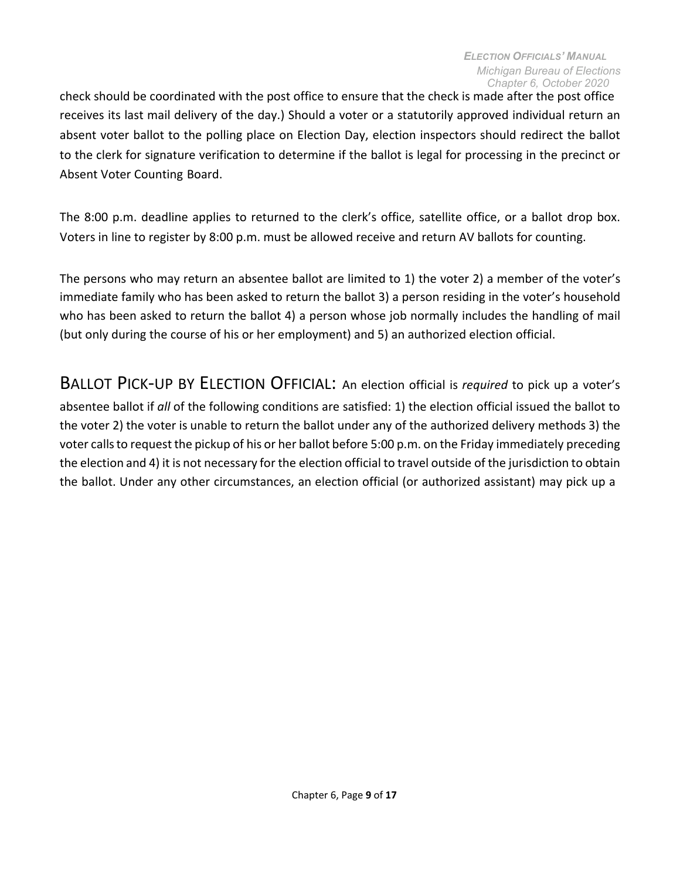check should be coordinated with the post office to ensure that the check is made after the post office receives its last mail delivery of the day.) Should a voter or a statutorily approved individual return an absent voter ballot to the polling place on Election Day, election inspectors should redirect the ballot to the clerk for signature verification to determine if the ballot is legal for processing in the precinct or Absent Voter Counting Board.

The 8:00 p.m. deadline applies to returned to the clerk's office, satellite office, or a ballot drop box. Voters in line to register by 8:00 p.m. must be allowed receive and return AV ballots for counting.

The persons who may return an absentee ballot are limited to 1) the voter 2) a member of the voter's immediate family who has been asked to return the ballot 3) a person residing in the voter's household who has been asked to return the ballot 4) a person whose job normally includes the handling of mail (but only during the course of his or her employment) and 5) an authorized election official.

## BALLOT PICK-UP BY ELECTION OFFICIAL:

An election official is *required* to pick up a voter's absentee ballot if *all* of the following conditions are satisfied: 1) the election official issued the ballot to the voter 2) the voter is unable to return the ballot under any of the authorized delivery methods 3) the voter calls to request the pickup of his or her ballot before 5:00 p.m. on the Friday immediately preceding the election and 4) it is not necessary for the election official to travel outside of the jurisdiction to obtain the ballot. Under any other circumstances, an election official (or authorized assistant) may pick up a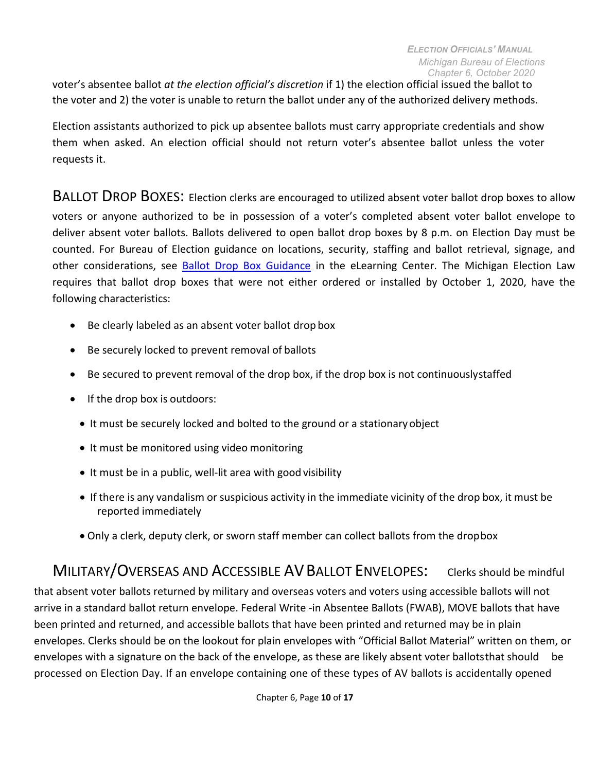voter's absentee ballot *at the election official's discretion* if 1) the election official issued the ballot to the voter and 2) the voter is unable to return the ballot under any of the authorized delivery methods.

Election assistants authorized to pick up absentee ballots must carry appropriate credentials and show them when asked. An election official should not return voter's absentee ballot unless the voter requests it.

## BALLOT DROP BOXES:

Election clerks are encouraged to utilized absent voter ballot drop boxes to allow voters or anyone authorized to be in possession of a voter's completed absent voter ballot envelope to deliver absent voter ballots. Ballots delivered to open ballot drop boxes by 8 p.m. on Election Day must be counted. For Bureau of Election guidance on locations, security, staffing and ballot retrieval, signage, and other considerations, see Ballot Drop Box Guidance in the eLearning Center. The Michigan Election Law requires that ballot drop boxes that were not either ordered or installed by October 1, 2020, have the following characteristics:

- Be clearly labeled as an absent voter ballot drop box
- Be securely locked to prevent removal of ballots
- Be secured to prevent removal of the drop box, if the drop box is not continuously staffed
- If the drop box is outdoors:
  - It must be securely locked and bolted to the ground or a stationary object
  - It must be monitored using video monitoring
  - It must be in a public, well-lit area with good visibility
  - If there is any vandalism or suspicious activity in the immediate vicinity of the drop box, it must be reported immediately
  - Only a clerk, deputy clerk, or sworn staff member can collect ballots from the drop box

## MILITARY/OVERSEAS AND ACCESSIBLE AV BALLOT ENVELOPES:

Clerks should be mindful that absent voter ballots returned by military and overseas voters and voters using accessible ballots will not arrive in a standard ballot return envelope. Federal Write -in Absentee Ballots (FWAB), MOVE ballots that have been printed and returned, and accessible ballots that have been printed and returned may be in plain envelopes. Clerks should be on the lookout for plain envelopes with "Official Ballot Material" written on them, or envelopes with a signature on the back of the envelope, as these are likely absent voter ballots that should be processed on Election Day. If an envelope containing one of these types of AV ballots is accidentally opened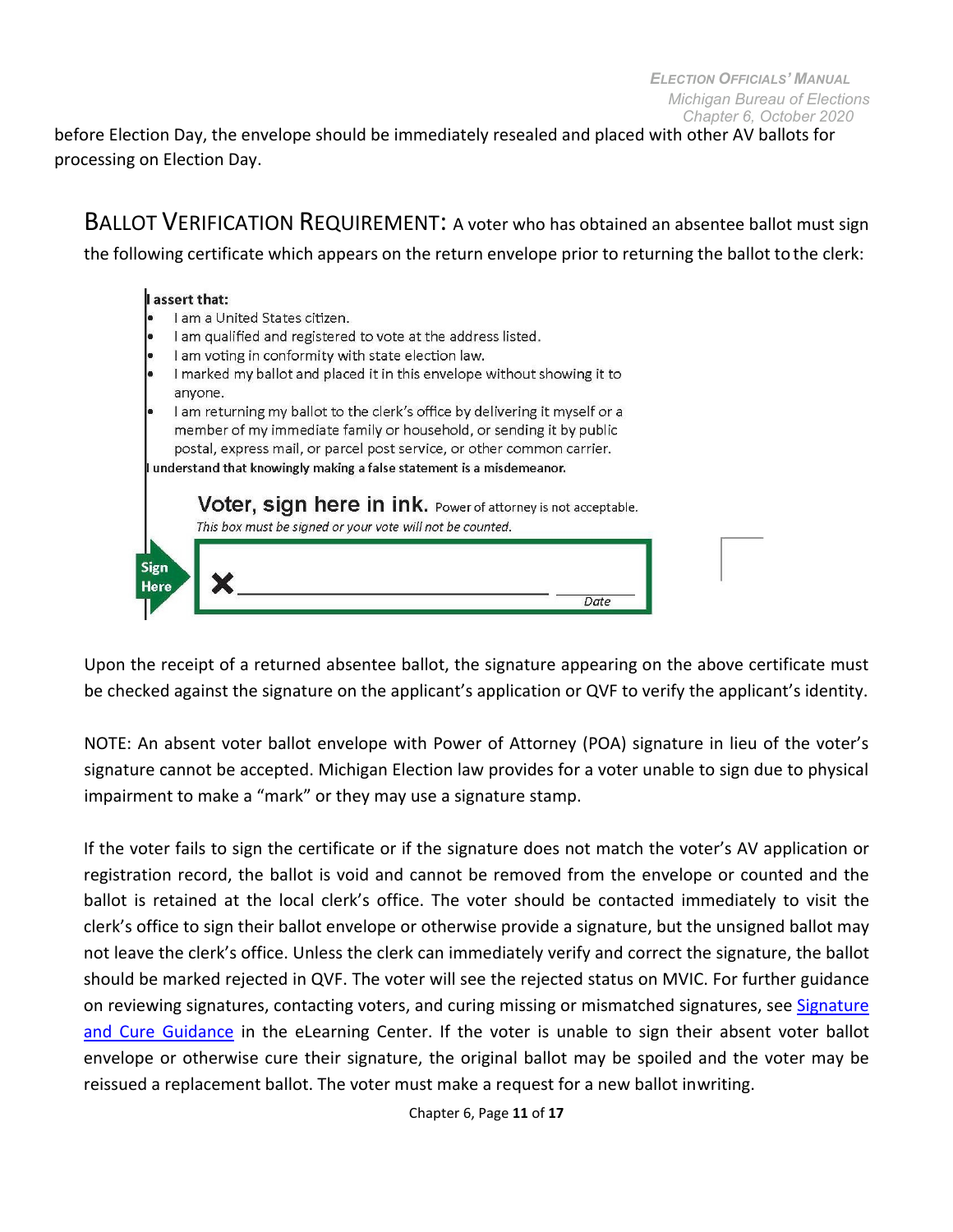before Election Day, the envelope should be immediately resealed and placed with other AV ballots for processing on Election Day.

## BALLOT VERIFICATION REQUIREMENT:

A voter who has obtained an absentee ballot must sign the following certificate which appears on the return envelope prior to returning the ballot to the clerk:

**I assert that:**

- I am a United States citizen.
- I am qualified and registered to vote at the address listed.
- I am voting in conformity with state election law.
- I marked my ballot and placed it in this envelope without showing it to anyone.
- I am returning my ballot to the clerk's office by delivering it myself or a member of my immediate family or household, or sending it by public postal, express mail, or parcel post service, or other common carrier.

**I understand that knowingly making a false statement is a misdemeanor.**

**Voter, sign here in ink.** Power of attorney is not acceptable.
*This box must be signed or your vote will not be counted.*

Sign Here ✖ ______________________________ ____________ *Date*

Upon the receipt of a returned absentee ballot, the signature appearing on the above certificate must be checked against the signature on the applicant's application or QVF to verify the applicant's identity.

NOTE: An absent voter ballot envelope with Power of Attorney (POA) signature in lieu of the voter's signature cannot be accepted. Michigan Election law provides for a voter unable to sign due to physical impairment to make a "mark" or they may use a signature stamp.

If the voter fails to sign the certificate or if the signature does not match the voter's AV application or registration record, the ballot is void and cannot be removed from the envelope or counted and the ballot is retained at the local clerk's office. The voter should be contacted immediately to visit the clerk's office to sign their ballot envelope or otherwise provide a signature, but the unsigned ballot may not leave the clerk's office. Unless the clerk can immediately verify and correct the signature, the ballot should be marked rejected in QVF. The voter will see the rejected status on MVIC. For further guidance on reviewing signatures, contacting voters, and curing missing or mismatched signatures, see Signature and Cure Guidance in the eLearning Center. If the voter is unable to sign their absent voter ballot envelope or otherwise cure their signature, the original ballot may be spoiled and the voter may be reissued a replacement ballot. The voter must make a request for a new ballot in writing.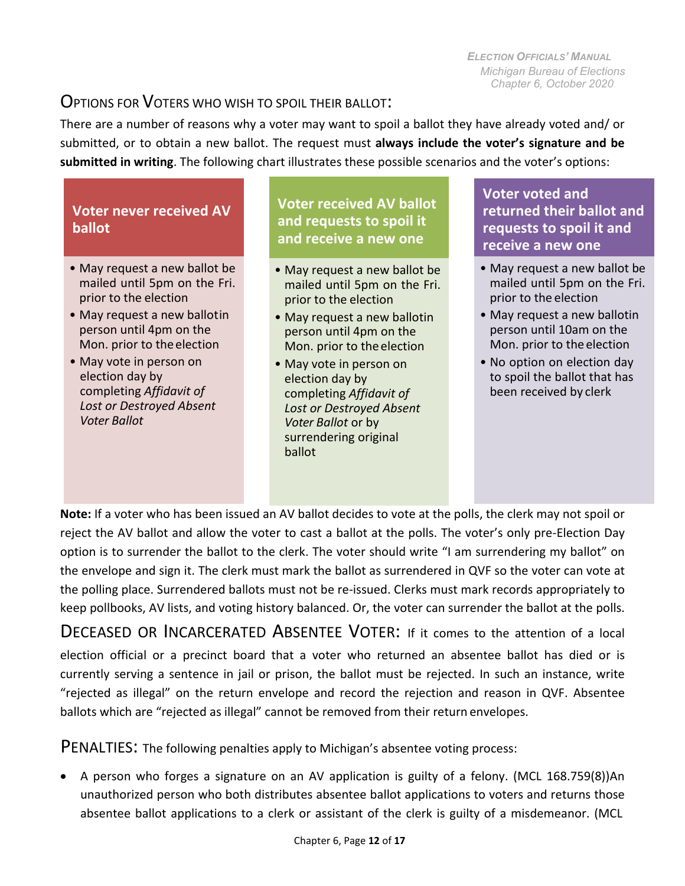## Options for Voters who wish to spoil their ballot:

There are a number of reasons why a voter may want to spoil a ballot they have already voted and/ or submitted, or to obtain a new ballot. The request must **always include the voter's signature and be submitted in writing**. The following chart illustrates these possible scenarios and the voter's options:

| Voter never received AV ballot | Voter received AV ballot and requests to spoil it and receive a new one | Voter voted and returned their ballot and requests to spoil it and receive a new one |
|---|---|---|
| • May request a new ballot be mailed until 5pm on the Fri. prior to the election<br>• May request a new ballot in person until 4pm on the Mon. prior to the election<br>• May vote in person on election day by completing *Affidavit of Lost or Destroyed Absent Voter Ballot* | • May request a new ballot be mailed until 5pm on the Fri. prior to the election<br>• May request a new ballot in person until 4pm on the Mon. prior to the election<br>• May vote in person on election day by completing *Affidavit of Lost or Destroyed Absent Voter Ballot* or by surrendering original ballot | • May request a new ballot be mailed until 5pm on the Fri. prior to the election<br>• May request a new ballot in person until 10am on the Mon. prior to the election<br>• No option on election day to spoil the ballot that has been received by clerk |

**Note:** If a voter who has been issued an AV ballot decides to vote at the polls, the clerk may not spoil or reject the AV ballot and allow the voter to cast a ballot at the polls. The voter's only pre-Election Day option is to surrender the ballot to the clerk. The voter should write "I am surrendering my ballot" on the envelope and sign it. The clerk must mark the ballot as surrendered in QVF so the voter can vote at the polling place. Surrendered ballots must not be re-issued. Clerks must mark records appropriately to keep pollbooks, AV lists, and voting history balanced. Or, the voter can surrender the ballot at the polls.

## Deceased or Incarcerated Absentee Voter:

If it comes to the attention of a local election official or a precinct board that a voter who returned an absentee ballot has died or is currently serving a sentence in jail or prison, the ballot must be rejected. In such an instance, write "rejected as illegal" on the return envelope and record the rejection and reason in QVF. Absentee ballots which are "rejected as illegal" cannot be removed from their return envelopes.

## Penalties:

The following penalties apply to Michigan's absentee voting process:

- A person who forges a signature on an AV application is guilty of a felony. (MCL 168.759(8))An unauthorized person who both distributes absentee ballot applications to voters and returns those absentee ballot applications to a clerk or assistant of the clerk is guilty of a misdemeanor. (MCL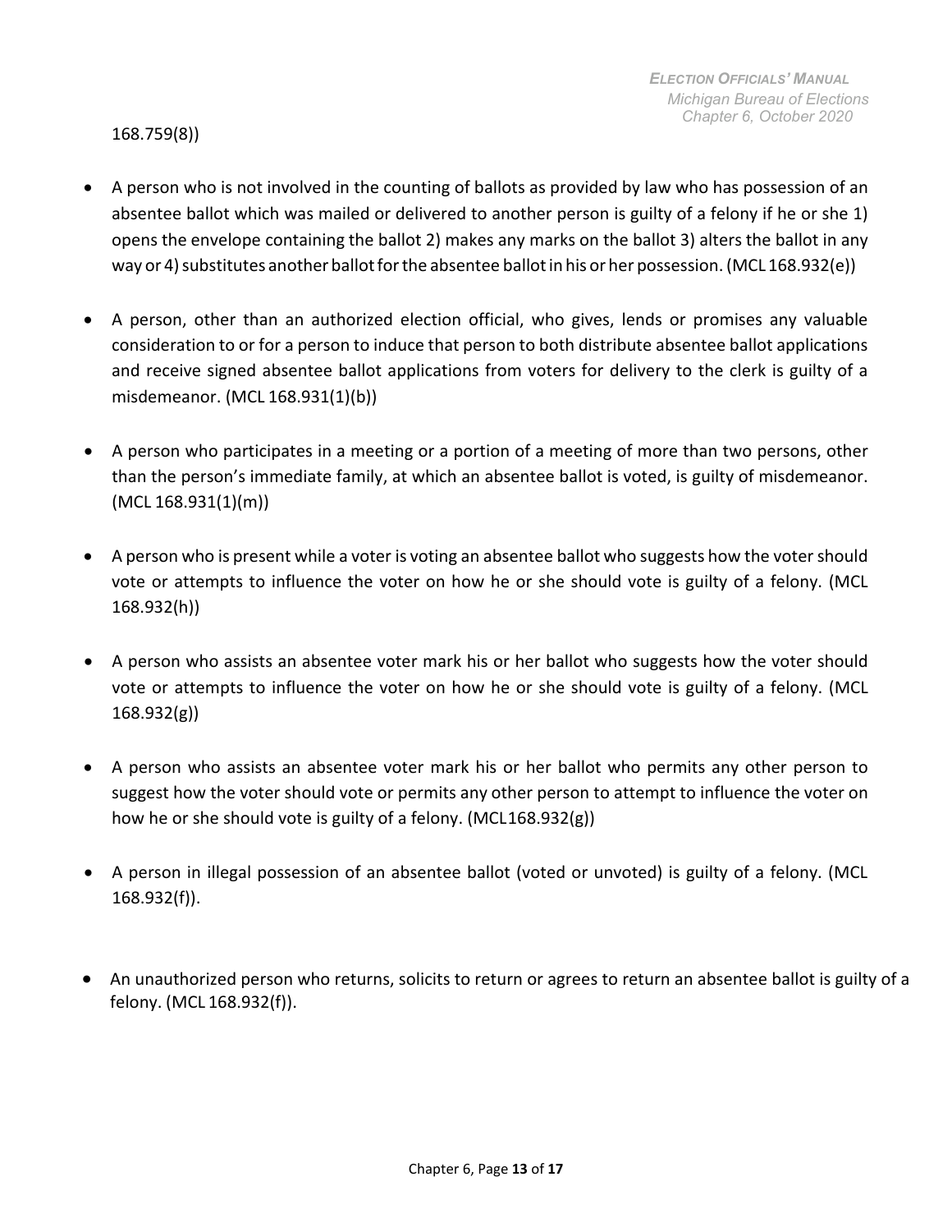168.759(8))

- A person who is not involved in the counting of ballots as provided by law who has possession of an absentee ballot which was mailed or delivered to another person is guilty of a felony if he or she 1) opens the envelope containing the ballot 2) makes any marks on the ballot 3) alters the ballot in any way or 4) substitutes another ballot for the absentee ballot in his or her possession. (MCL 168.932(e))

- A person, other than an authorized election official, who gives, lends or promises any valuable consideration to or for a person to induce that person to both distribute absentee ballot applications and receive signed absentee ballot applications from voters for delivery to the clerk is guilty of a misdemeanor. (MCL 168.931(1)(b))

- A person who participates in a meeting or a portion of a meeting of more than two persons, other than the person's immediate family, at which an absentee ballot is voted, is guilty of misdemeanor. (MCL 168.931(1)(m))

- A person who is present while a voter is voting an absentee ballot who suggests how the voter should vote or attempts to influence the voter on how he or she should vote is guilty of a felony. (MCL 168.932(h))

- A person who assists an absentee voter mark his or her ballot who suggests how the voter should vote or attempts to influence the voter on how he or she should vote is guilty of a felony. (MCL 168.932(g))

- A person who assists an absentee voter mark his or her ballot who permits any other person to suggest how the voter should vote or permits any other person to attempt to influence the voter on how he or she should vote is guilty of a felony. (MCL168.932(g))

- A person in illegal possession of an absentee ballot (voted or unvoted) is guilty of a felony. (MCL 168.932(f)).

- An unauthorized person who returns, solicits to return or agrees to return an absentee ballot is guilty of a felony. (MCL 168.932(f)).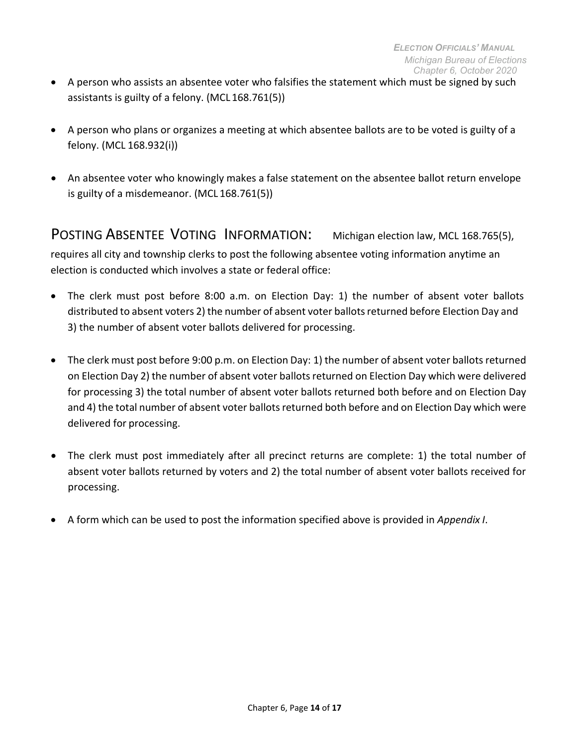- A person who assists an absentee voter who falsifies the statement which must be signed by such assistants is guilty of a felony. (MCL 168.761(5))

- A person who plans or organizes a meeting at which absentee ballots are to be voted is guilty of a felony. (MCL 168.932(i))

- An absentee voter who knowingly makes a false statement on the absentee ballot return envelope is guilty of a misdemeanor. (MCL 168.761(5))

## POSTING ABSENTEE VOTING INFORMATION:

Michigan election law, MCL 168.765(5), requires all city and township clerks to post the following absentee voting information anytime an election is conducted which involves a state or federal office:

- The clerk must post before 8:00 a.m. on Election Day: 1) the number of absent voter ballots distributed to absent voters 2) the number of absent voter ballots returned before Election Day and 3) the number of absent voter ballots delivered for processing.

- The clerk must post before 9:00 p.m. on Election Day: 1) the number of absent voter ballots returned on Election Day 2) the number of absent voter ballots returned on Election Day which were delivered for processing 3) the total number of absent voter ballots returned both before and on Election Day and 4) the total number of absent voter ballots returned both before and on Election Day which were delivered for processing.

- The clerk must post immediately after all precinct returns are complete: 1) the total number of absent voter ballots returned by voters and 2) the total number of absent voter ballots received for processing.

- A form which can be used to post the information specified above is provided in *Appendix I*.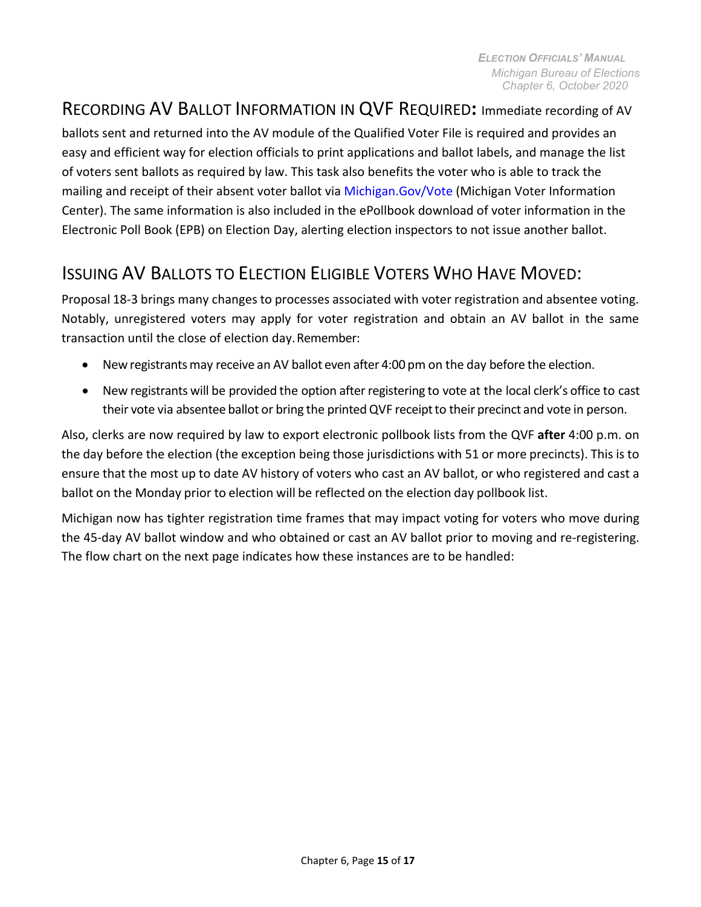## Recording AV Ballot Information in QVF Required: 

Immediate recording of AV ballots sent and returned into the AV module of the Qualified Voter File is required and provides an easy and efficient way for election officials to print applications and ballot labels, and manage the list of voters sent ballots as required by law. This task also benefits the voter who is able to track the mailing and receipt of their absent voter ballot via Michigan.Gov/Vote (Michigan Voter Information Center). The same information is also included in the ePollbook download of voter information in the Electronic Poll Book (EPB) on Election Day, alerting election inspectors to not issue another ballot.

## Issuing AV Ballots to Election Eligible Voters Who Have Moved:

Proposal 18-3 brings many changes to processes associated with voter registration and absentee voting. Notably, unregistered voters may apply for voter registration and obtain an AV ballot in the same transaction until the close of election day. Remember:

- New registrants may receive an AV ballot even after 4:00 pm on the day before the election.
- New registrants will be provided the option after registering to vote at the local clerk's office to cast their vote via absentee ballot or bring the printed QVF receipt to their precinct and vote in person.

Also, clerks are now required by law to export electronic pollbook lists from the QVF **after** 4:00 p.m. on the day before the election (the exception being those jurisdictions with 51 or more precincts). This is to ensure that the most up to date AV history of voters who cast an AV ballot, or who registered and cast a ballot on the Monday prior to election will be reflected on the election day pollbook list.

Michigan now has tighter registration time frames that may impact voting for voters who move during the 45-day AV ballot window and who obtained or cast an AV ballot prior to moving and re-registering. The flow chart on the next page indicates how these instances are to be handled: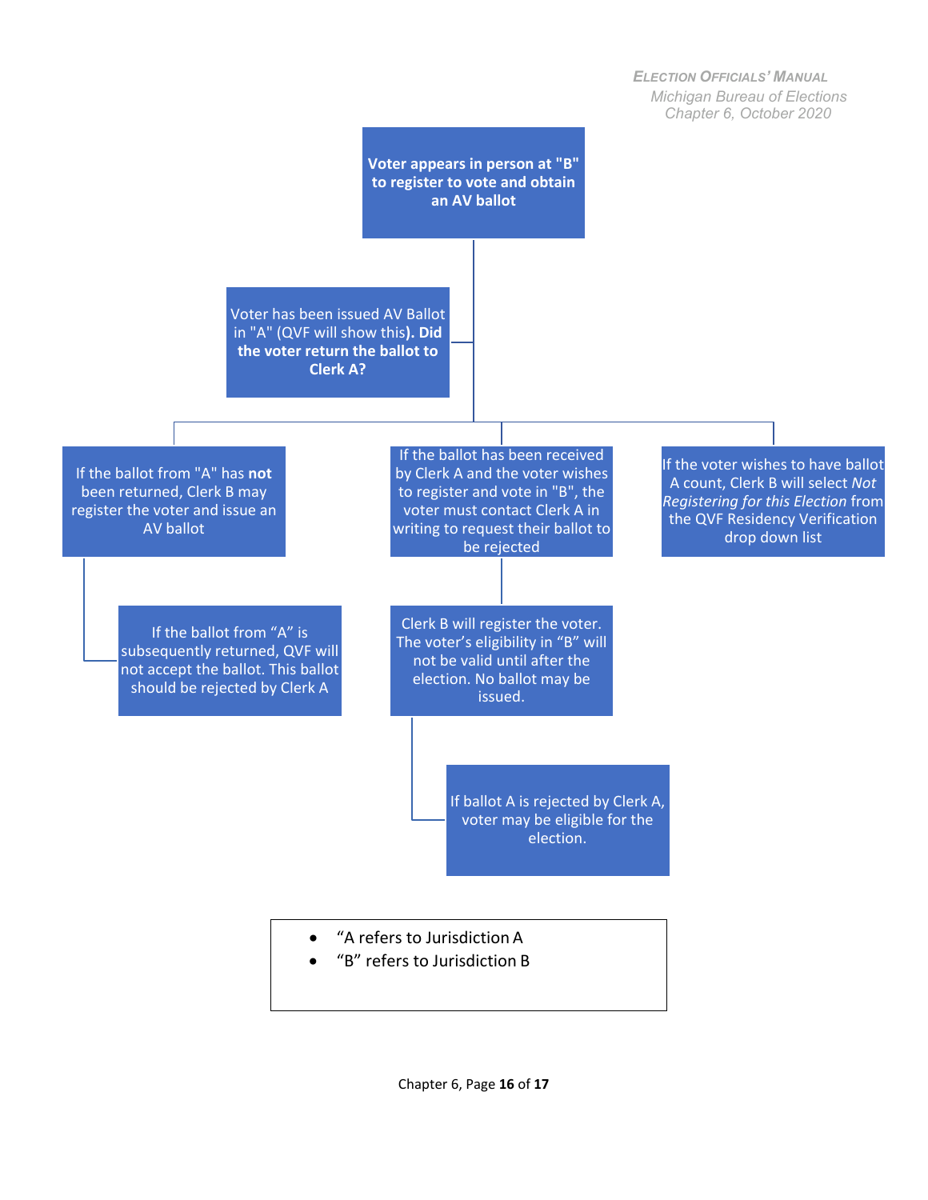**Voter appears in person at "B" to register to vote and obtain an AV ballot**

Voter has been issued AV Ballot in "A" (QVF will show this)**. Did the voter return the ballot to Clerk A?**

- If the ballot from "A" has **not** been returned, Clerk B may register the voter and issue an AV ballot
  - If the ballot from "A" is subsequently returned, QVF will not accept the ballot. This ballot should be rejected by Clerk A
- If the ballot has been received by Clerk A and the voter wishes to register and vote in "B", the voter must contact Clerk A in writing to request their ballot to be rejected
  - Clerk B will register the voter. The voter's eligibility in "B" will not be valid until after the election. No ballot may be issued.
    - If ballot A is rejected by Clerk A, voter may be eligible for the election.
- If the voter wishes to have ballot A count, Clerk B will select *Not Registering for this Election* from the QVF Residency Verification drop down list

---

- "A refers to Jurisdiction A
- "B" refers to Jurisdiction B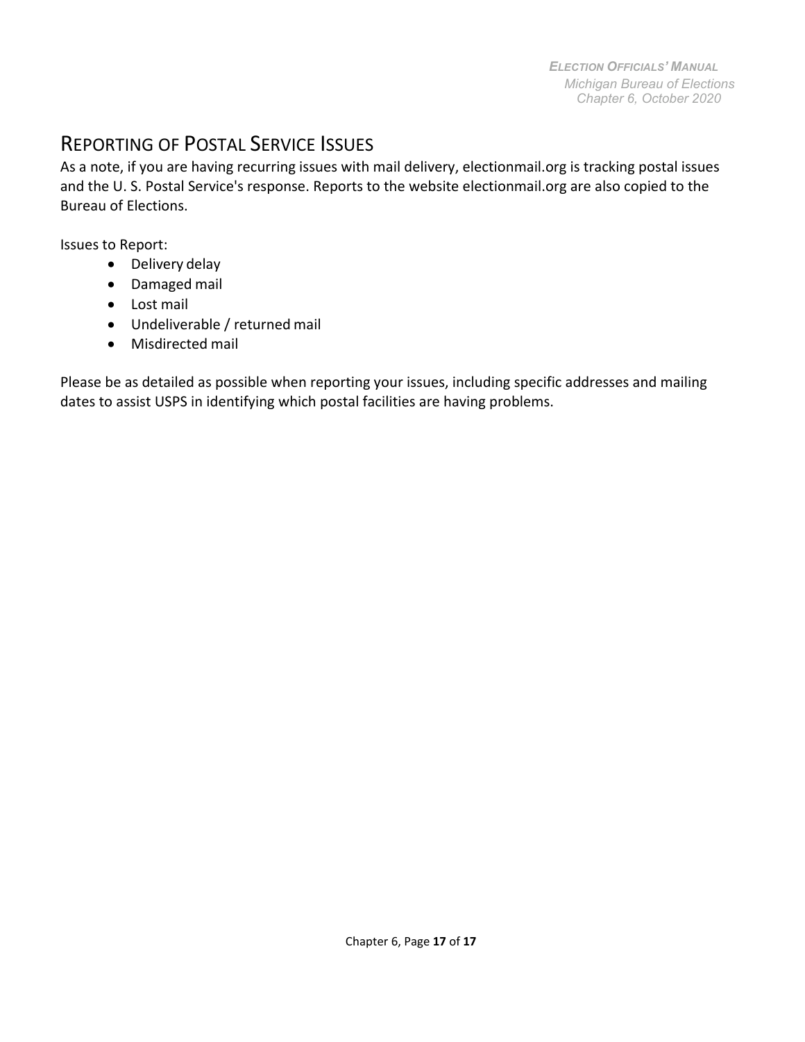## Reporting of Postal Service Issues

As a note, if you are having recurring issues with mail delivery, electionmail.org is tracking postal issues and the U. S. Postal Service's response. Reports to the website electionmail.org are also copied to the Bureau of Elections.

Issues to Report:

- Delivery delay
- Damaged mail
- Lost mail
- Undeliverable / returned mail
- Misdirected mail

Please be as detailed as possible when reporting your issues, including specific addresses and mailing dates to assist USPS in identifying which postal facilities are having problems.